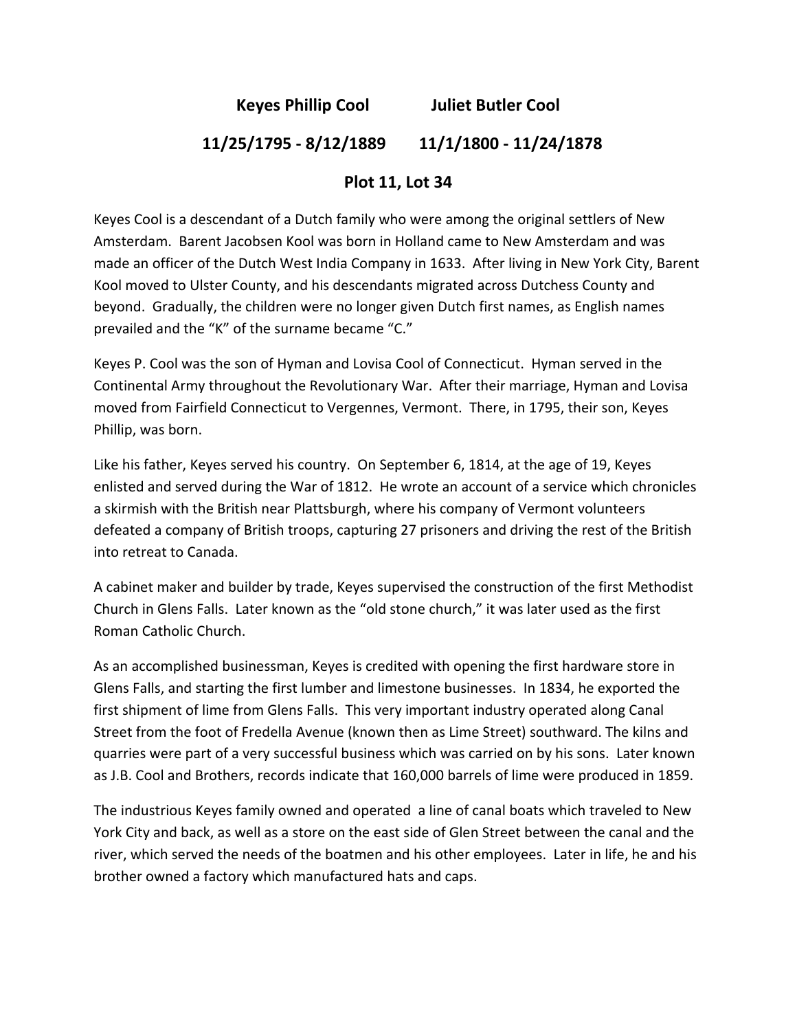# Keyes Phillip Cool    Juliet Butler Cool

## 11/25/1795 - 8/12/1889    11/1/1800 - 11/24/1878

## Plot 11, Lot 34

Keyes Cool is a descendant of a Dutch family who were among the original settlers of New Amsterdam. Barent Jacobsen Kool was born in Holland came to New Amsterdam and was made an officer of the Dutch West India Company in 1633. After living in New York City, Barent Kool moved to Ulster County, and his descendants migrated across Dutchess County and beyond. Gradually, the children were no longer given Dutch first names, as English names prevailed and the "K" of the surname became "C."

Keyes P. Cool was the son of Hyman and Lovisa Cool of Connecticut. Hyman served in the Continental Army throughout the Revolutionary War. After their marriage, Hyman and Lovisa moved from Fairfield Connecticut to Vergennes, Vermont. There, in 1795, their son, Keyes Phillip, was born.

Like his father, Keyes served his country. On September 6, 1814, at the age of 19, Keyes enlisted and served during the War of 1812. He wrote an account of a service which chronicles a skirmish with the British near Plattsburgh, where his company of Vermont volunteers defeated a company of British troops, capturing 27 prisoners and driving the rest of the British into retreat to Canada.

A cabinet maker and builder by trade, Keyes supervised the construction of the first Methodist Church in Glens Falls. Later known as the "old stone church," it was later used as the first Roman Catholic Church.

As an accomplished businessman, Keyes is credited with opening the first hardware store in Glens Falls, and starting the first lumber and limestone businesses. In 1834, he exported the first shipment of lime from Glens Falls. This very important industry operated along Canal Street from the foot of Fredella Avenue (known then as Lime Street) southward. The kilns and quarries were part of a very successful business which was carried on by his sons. Later known as J.B. Cool and Brothers, records indicate that 160,000 barrels of lime were produced in 1859.

The industrious Keyes family owned and operated a line of canal boats which traveled to New York City and back, as well as a store on the east side of Glen Street between the canal and the river, which served the needs of the boatmen and his other employees. Later in life, he and his brother owned a factory which manufactured hats and caps.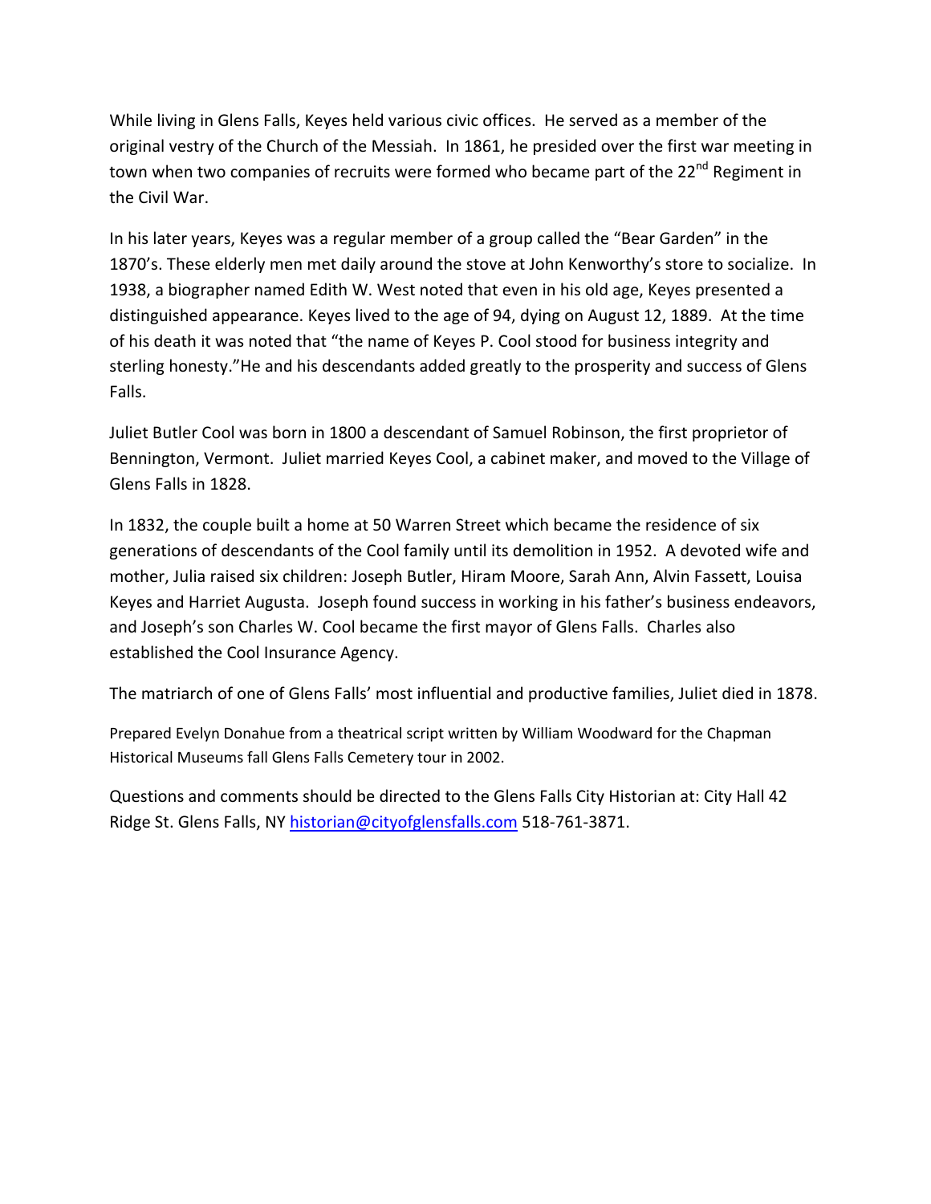While living in Glens Falls, Keyes held various civic offices. He served as a member of the original vestry of the Church of the Messiah. In 1861, he presided over the first war meeting in town when two companies of recruits were formed who became part of the 22nd Regiment in the Civil War.

In his later years, Keyes was a regular member of a group called the "Bear Garden" in the 1870's. These elderly men met daily around the stove at John Kenworthy's store to socialize. In 1938, a biographer named Edith W. West noted that even in his old age, Keyes presented a distinguished appearance. Keyes lived to the age of 94, dying on August 12, 1889. At the time of his death it was noted that "the name of Keyes P. Cool stood for business integrity and sterling honesty."He and his descendants added greatly to the prosperity and success of Glens Falls.

Juliet Butler Cool was born in 1800 a descendant of Samuel Robinson, the first proprietor of Bennington, Vermont. Juliet married Keyes Cool, a cabinet maker, and moved to the Village of Glens Falls in 1828.

In 1832, the couple built a home at 50 Warren Street which became the residence of six generations of descendants of the Cool family until its demolition in 1952. A devoted wife and mother, Julia raised six children: Joseph Butler, Hiram Moore, Sarah Ann, Alvin Fassett, Louisa Keyes and Harriet Augusta. Joseph found success in working in his father's business endeavors, and Joseph's son Charles W. Cool became the first mayor of Glens Falls. Charles also established the Cool Insurance Agency.

The matriarch of one of Glens Falls' most influential and productive families, Juliet died in 1878.

Prepared Evelyn Donahue from a theatrical script written by William Woodward for the Chapman Historical Museums fall Glens Falls Cemetery tour in 2002.

Questions and comments should be directed to the Glens Falls City Historian at: City Hall 42 Ridge St. Glens Falls, NY historian@cityofglensfalls.com 518-761-3871.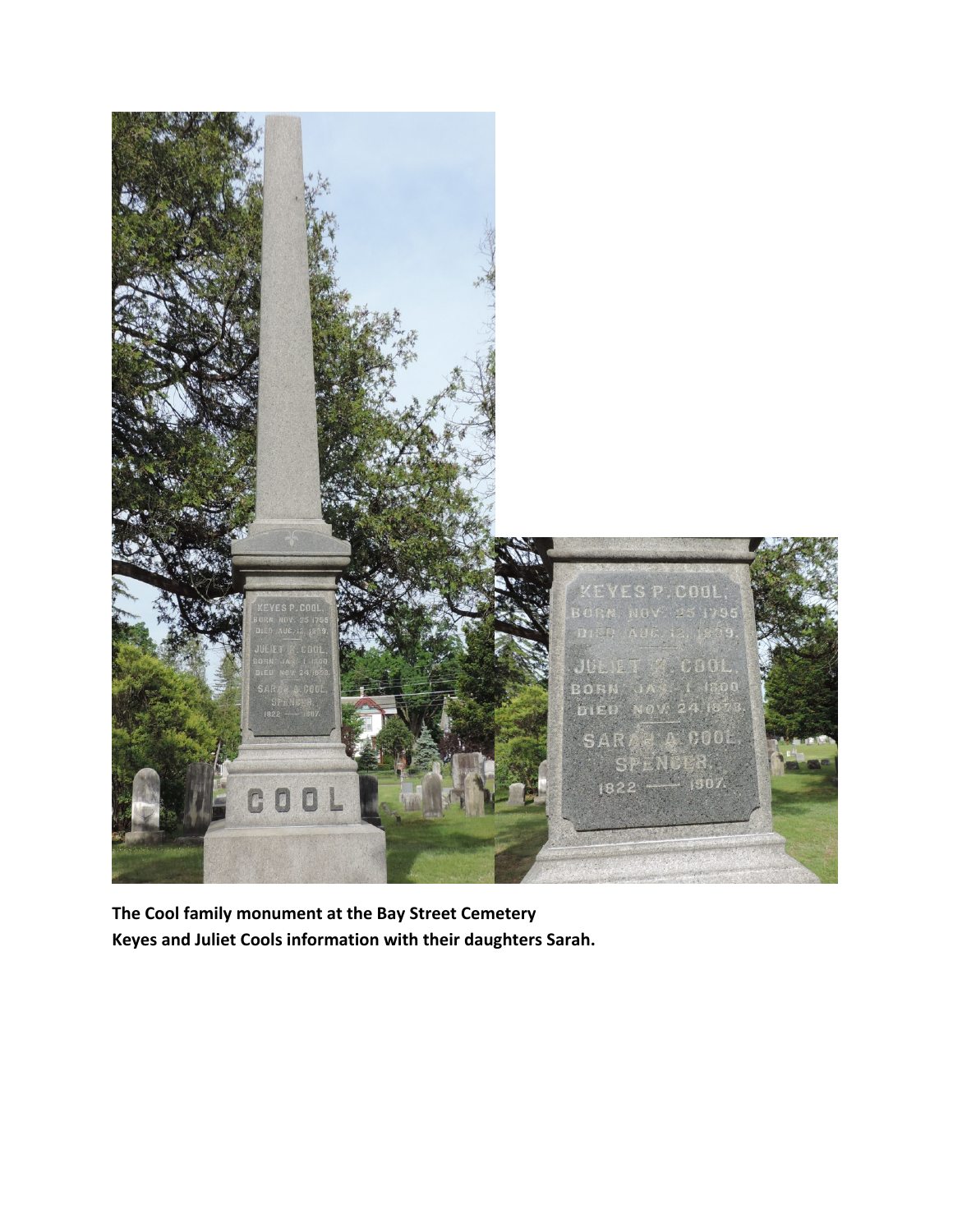**The Cool family monument at the Bay Street Cemetery**
**Keyes and Juliet Cools information with their daughters Sarah.**